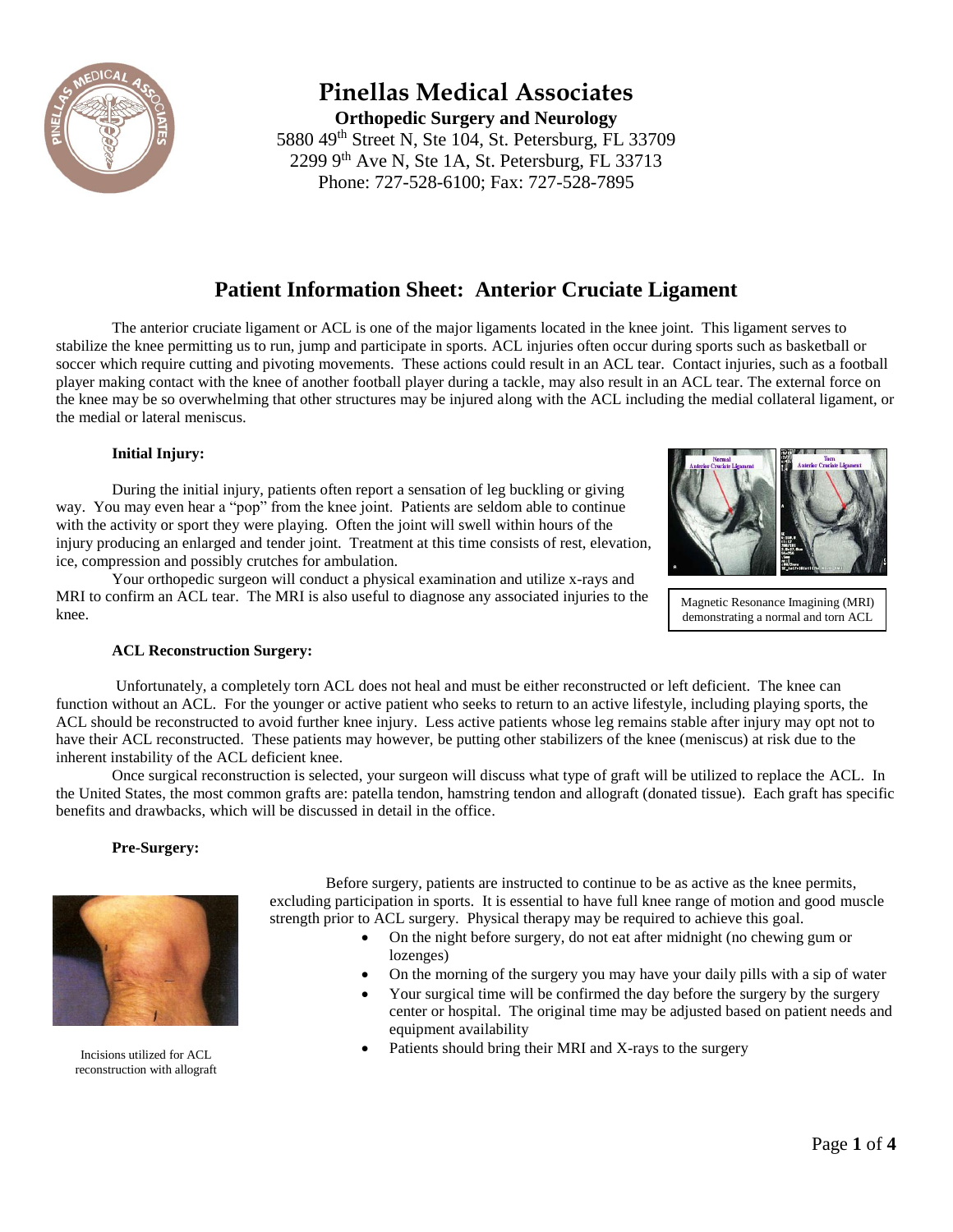# Pinellas Medical Associates

**Orthopedic Surgery and Neurology**

5880 49th Street N, Ste 104, St. Petersburg, FL 33709
2299 9th Ave N, Ste 1A, St. Petersburg, FL 33713
Phone: 727-528-6100; Fax: 727-528-7895

## Patient Information Sheet: Anterior Cruciate Ligament

The anterior cruciate ligament or ACL is one of the major ligaments located in the knee joint. This ligament serves to stabilize the knee permitting us to run, jump and participate in sports. ACL injuries often occur during sports such as basketball or soccer which require cutting and pivoting movements. These actions could result in an ACL tear. Contact injuries, such as a football player making contact with the knee of another football player during a tackle, may also result in an ACL tear. The external force on the knee may be so overwhelming that other structures may be injured along with the ACL including the medial collateral ligament, or the medial or lateral meniscus.

### Initial Injury:

During the initial injury, patients often report a sensation of leg buckling or giving way. You may even hear a "pop" from the knee joint. Patients are seldom able to continue with the activity or sport they were playing. Often the joint will swell within hours of the injury producing an enlarged and tender joint. Treatment at this time consists of rest, elevation, ice, compression and possibly crutches for ambulation.

Your orthopedic surgeon will conduct a physical examination and utilize x-rays and MRI to confirm an ACL tear. The MRI is also useful to diagnose any associated injuries to the knee.

Magnetic Resonance Imaging (MRI) demonstrating a normal and torn ACL

### ACL Reconstruction Surgery:

Unfortunately, a completely torn ACL does not heal and must be either reconstructed or left deficient. The knee can function without an ACL. For the younger or active patient who seeks to return to an active lifestyle, including playing sports, the ACL should be reconstructed to avoid further knee injury. Less active patients whose leg remains stable after injury may opt not to have their ACL reconstructed. These patients may however, be putting other stabilizers of the knee (meniscus) at risk due to the inherent instability of the ACL deficient knee.

Once surgical reconstruction is selected, your surgeon will discuss what type of graft will be utilized to replace the ACL. In the United States, the most common grafts are: patella tendon, hamstring tendon and allograft (donated tissue). Each graft has specific benefits and drawbacks, which will be discussed in detail in the office.

### Pre-Surgery:

Before surgery, patients are instructed to continue to be as active as the knee permits, excluding participation in sports. It is essential to have full knee range of motion and good muscle strength prior to ACL surgery. Physical therapy may be required to achieve this goal.

- On the night before surgery, do not eat after midnight (no chewing gum or lozenges)
- On the morning of the surgery you may have your daily pills with a sip of water
- Your surgical time will be confirmed the day before the surgery by the surgery center or hospital. The original time may be adjusted based on patient needs and equipment availability
- Patients should bring their MRI and X-rays to the surgery

Incisions utilized for ACL reconstruction with allograft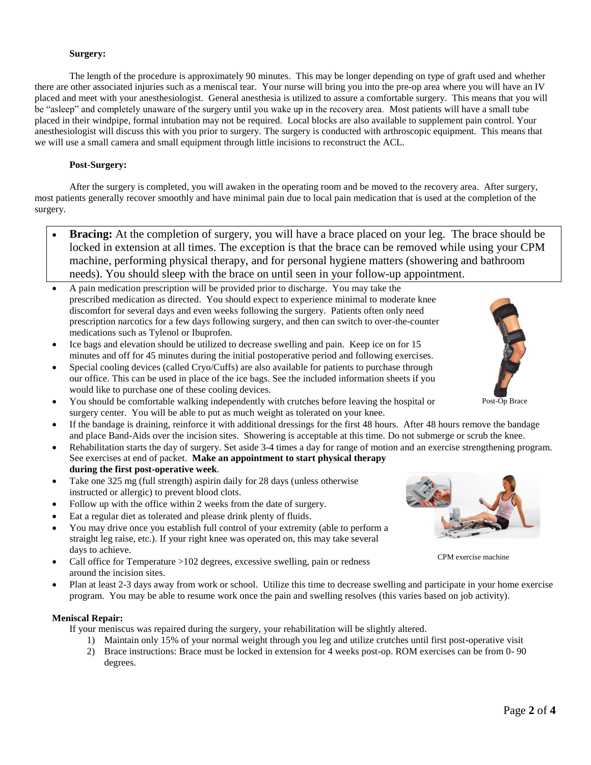**Surgery:**

The length of the procedure is approximately 90 minutes. This may be longer depending on type of graft used and whether there are other associated injuries such as a meniscal tear. Your nurse will bring you into the pre-op area where you will have an IV placed and meet with your anesthesiologist. General anesthesia is utilized to assure a comfortable surgery. This means that you will be "asleep" and completely unaware of the surgery until you wake up in the recovery area. Most patients will have a small tube placed in their windpipe, formal intubation may not be required. Local blocks are also available to supplement pain control. Your anesthesiologist will discuss this with you prior to surgery. The surgery is conducted with arthroscopic equipment. This means that we will use a small camera and small equipment through little incisions to reconstruct the ACL.

**Post-Surgery:**

After the surgery is completed, you will awaken in the operating room and be moved to the recovery area. After surgery, most patients generally recover smoothly and have minimal pain due to local pain medication that is used at the completion of the surgery.

- **Bracing:** At the completion of surgery, you will have a brace placed on your leg. The brace should be locked in extension at all times. The exception is that the brace can be removed while using your CPM machine, performing physical therapy, and for personal hygiene matters (showering and bathroom needs). You should sleep with the brace on until seen in your follow-up appointment.
- A pain medication prescription will be provided prior to discharge. You may take the prescribed medication as directed. You should expect to experience minimal to moderate knee discomfort for several days and even weeks following the surgery. Patients often only need prescription narcotics for a few days following surgery, and then can switch to over-the-counter medications such as Tylenol or Ibuprofen.
- Ice bags and elevation should be utilized to decrease swelling and pain. Keep ice on for 15 minutes and off for 45 minutes during the initial postoperative period and following exercises.
- Special cooling devices (called Cryo/Cuffs) are also available for patients to purchase through our office. This can be used in place of the ice bags. See the included information sheets if you would like to purchase one of these cooling devices.
- You should be comfortable walking independently with crutches before leaving the hospital or surgery center. You will be able to put as much weight as tolerated on your knee.
- If the bandage is draining, reinforce it with additional dressings for the first 48 hours. After 48 hours remove the bandage and place Band-Aids over the incision sites. Showering is acceptable at this time. Do not submerge or scrub the knee.
- Rehabilitation starts the day of surgery. Set aside 3-4 times a day for range of motion and an exercise strengthening program. See exercises at end of packet. **Make an appointment to start physical therapy during the first post-operative week**.
- Take one 325 mg (full strength) aspirin daily for 28 days (unless otherwise instructed or allergic) to prevent blood clots.
- Follow up with the office within 2 weeks from the date of surgery.
- Eat a regular diet as tolerated and please drink plenty of fluids.
- You may drive once you establish full control of your extremity (able to perform a straight leg raise, etc.). If your right knee was operated on, this may take several days to achieve.
- Call office for Temperature >102 degrees, excessive swelling, pain or redness around the incision sites.
- Plan at least 2-3 days away from work or school. Utilize this time to decrease swelling and participate in your home exercise program. You may be able to resume work once the pain and swelling resolves (this varies based on job activity).

Post-Op Brace

CPM exercise machine

**Meniscal Repair:**

If your meniscus was repaired during the surgery, your rehabilitation will be slightly altered.

1) Maintain only 15% of your normal weight through you leg and utilize crutches until first post-operative visit
2) Brace instructions: Brace must be locked in extension for 4 weeks post-op. ROM exercises can be from 0- 90 degrees.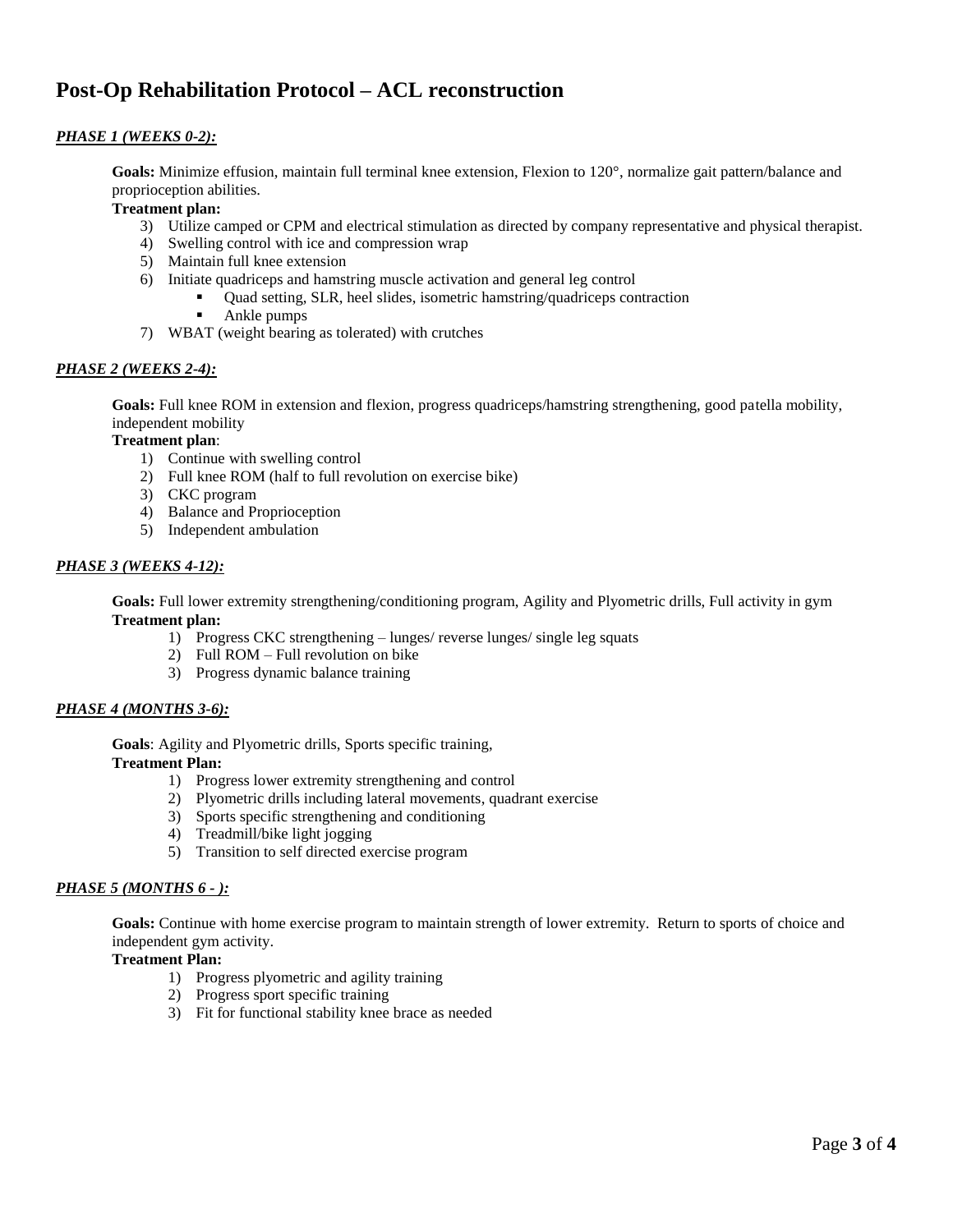# Post-Op Rehabilitation Protocol – ACL reconstruction

***PHASE 1 (WEEKS 0-2):***

**Goals:** Minimize effusion, maintain full terminal knee extension, Flexion to 120°, normalize gait pattern/balance and proprioception abilities.

**Treatment plan:**

3) Utilize camped or CPM and electrical stimulation as directed by company representative and physical therapist.
4) Swelling control with ice and compression wrap
5) Maintain full knee extension
6) Initiate quadriceps and hamstring muscle activation and general leg control
   - Quad setting, SLR, heel slides, isometric hamstring/quadriceps contraction
   - Ankle pumps
7) WBAT (weight bearing as tolerated) with crutches

***PHASE 2 (WEEKS 2-4):***

**Goals:** Full knee ROM in extension and flexion, progress quadriceps/hamstring strengthening, good patella mobility, independent mobility

**Treatment plan**:

1) Continue with swelling control
2) Full knee ROM (half to full revolution on exercise bike)
3) CKC program
4) Balance and Proprioception
5) Independent ambulation

***PHASE 3 (WEEKS 4-12):***

**Goals:** Full lower extremity strengthening/conditioning program, Agility and Plyometric drills, Full activity in gym

**Treatment plan:**

1) Progress CKC strengthening – lunges/ reverse lunges/ single leg squats
2) Full ROM – Full revolution on bike
3) Progress dynamic balance training

***PHASE 4 (MONTHS 3-6):***

**Goals**: Agility and Plyometric drills, Sports specific training,

**Treatment Plan:**

1) Progress lower extremity strengthening and control
2) Plyometric drills including lateral movements, quadrant exercise
3) Sports specific strengthening and conditioning
4) Treadmill/bike light jogging
5) Transition to self directed exercise program

***PHASE 5 (MONTHS 6 - ):***

**Goals:** Continue with home exercise program to maintain strength of lower extremity. Return to sports of choice and independent gym activity.

**Treatment Plan:**

1) Progress plyometric and agility training
2) Progress sport specific training
3) Fit for functional stability knee brace as needed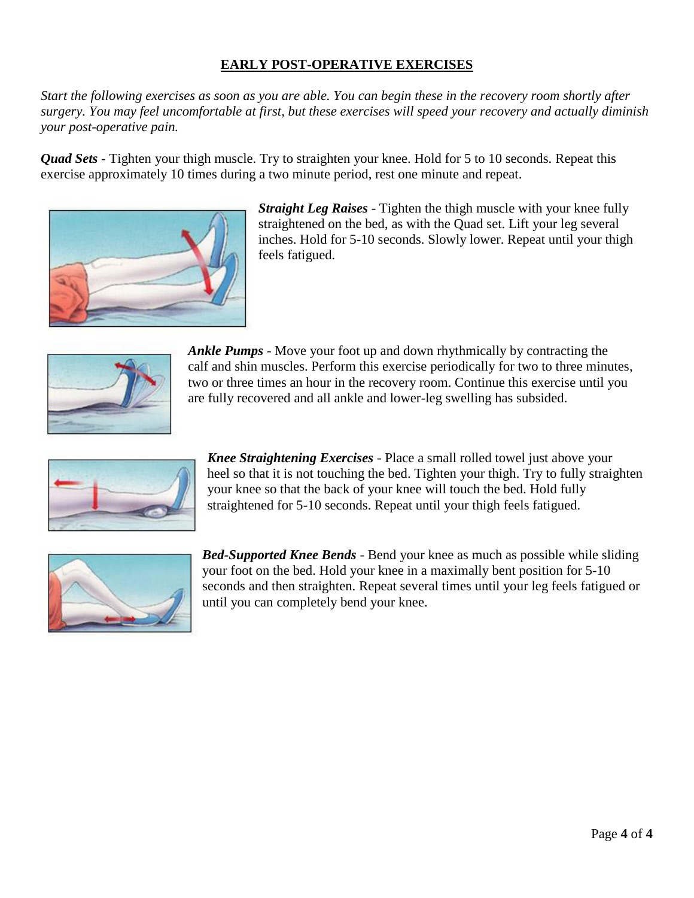## EARLY POST-OPERATIVE EXERCISES

*Start the following exercises as soon as you are able. You can begin these in the recovery room shortly after surgery. You may feel uncomfortable at first, but these exercises will speed your recovery and actually diminish your post-operative pain.*

***Quad Sets*** - Tighten your thigh muscle. Try to straighten your knee. Hold for 5 to 10 seconds. Repeat this exercise approximately 10 times during a two minute period, rest one minute and repeat.

***Straight Leg Raises*** - Tighten the thigh muscle with your knee fully straightened on the bed, as with the Quad set. Lift your leg several inches. Hold for 5-10 seconds. Slowly lower. Repeat until your thigh feels fatigued.

***Ankle Pumps*** - Move your foot up and down rhythmically by contracting the calf and shin muscles. Perform this exercise periodically for two to three minutes, two or three times an hour in the recovery room. Continue this exercise until you are fully recovered and all ankle and lower-leg swelling has subsided.

***Knee Straightening Exercises*** - Place a small rolled towel just above your heel so that it is not touching the bed. Tighten your thigh. Try to fully straighten your knee so that the back of your knee will touch the bed. Hold fully straightened for 5-10 seconds. Repeat until your thigh feels fatigued.

***Bed-Supported Knee Bends*** - Bend your knee as much as possible while sliding your foot on the bed. Hold your knee in a maximally bent position for 5-10 seconds and then straighten. Repeat several times until your leg feels fatigued or until you can completely bend your knee.